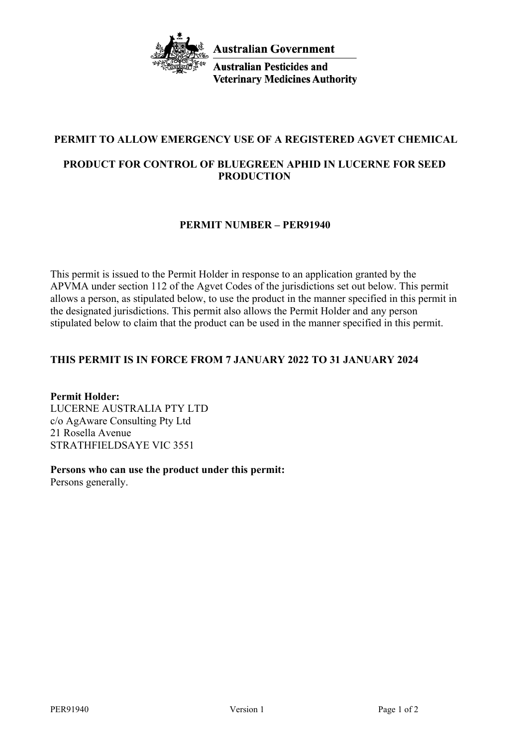**Australian Government**

**Australian Pesticides and Veterinary Medicines Authority**

## PERMIT TO ALLOW EMERGENCY USE OF A REGISTERED AGVET CHEMICAL

## PRODUCT FOR CONTROL OF BLUEGREEN APHID IN LUCERNE FOR SEED PRODUCTION

## PERMIT NUMBER – PER91940

This permit is issued to the Permit Holder in response to an application granted by the APVMA under section 112 of the Agvet Codes of the jurisdictions set out below. This permit allows a person, as stipulated below, to use the product in the manner specified in this permit in the designated jurisdictions. This permit also allows the Permit Holder and any person stipulated below to claim that the product can be used in the manner specified in this permit.

**THIS PERMIT IS IN FORCE FROM 7 JANUARY 2022 TO 31 JANUARY 2024**

**Permit Holder:**
LUCERNE AUSTRALIA PTY LTD
c/o AgAware Consulting Pty Ltd
21 Rosella Avenue
STRATHFIELDSAYE VIC 3551

**Persons who can use the product under this permit:**
Persons generally.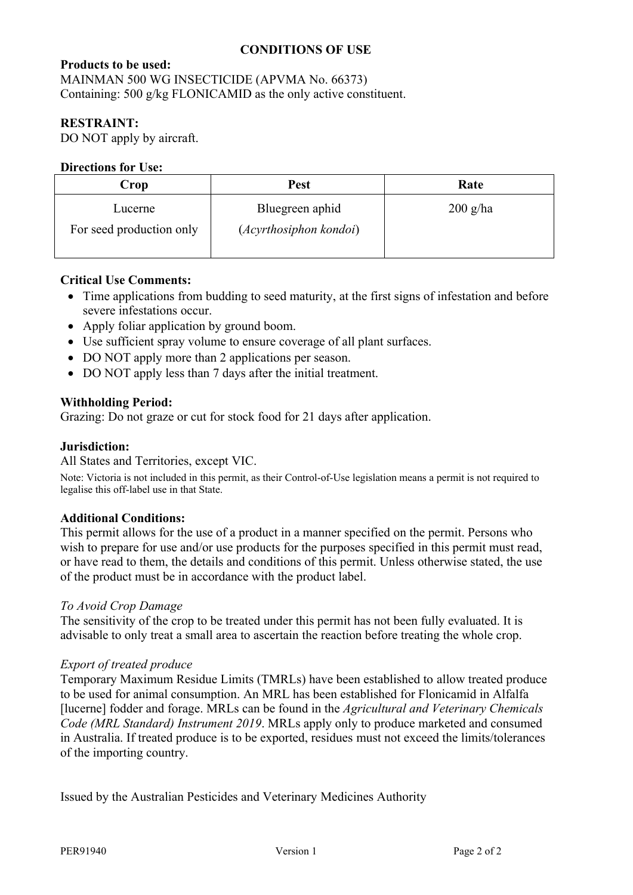# CONDITIONS OF USE

**Products to be used:**
MAINMAN 500 WG INSECTICIDE (APVMA No. 66373)
Containing: 500 g/kg FLONICAMID as the only active constituent.

**RESTRAINT:**
DO NOT apply by aircraft.

**Directions for Use:**

| Crop | Pest | Rate |
|---|---|---|
| Lucerne<br>For seed production only | Bluegreen aphid<br>(*Acyrthosiphon kondoi*) | 200 g/ha |

**Critical Use Comments:**

- Time applications from budding to seed maturity, at the first signs of infestation and before severe infestations occur.
- Apply foliar application by ground boom.
- Use sufficient spray volume to ensure coverage of all plant surfaces.
- DO NOT apply more than 2 applications per season.
- DO NOT apply less than 7 days after the initial treatment.

**Withholding Period:**
Grazing: Do not graze or cut for stock food for 21 days after application.

**Jurisdiction:**
All States and Territories, except VIC.

Note: Victoria is not included in this permit, as their Control-of-Use legislation means a permit is not required to legalise this off-label use in that State.

**Additional Conditions:**
This permit allows for the use of a product in a manner specified on the permit. Persons who wish to prepare for use and/or use products for the purposes specified in this permit must read, or have read to them, the details and conditions of this permit. Unless otherwise stated, the use of the product must be in accordance with the product label.

*To Avoid Crop Damage*
The sensitivity of the crop to be treated under this permit has not been fully evaluated. It is advisable to only treat a small area to ascertain the reaction before treating the whole crop.

*Export of treated produce*
Temporary Maximum Residue Limits (TMRLs) have been established to allow treated produce to be used for animal consumption. An MRL has been established for Flonicamid in Alfalfa [lucerne] fodder and forage. MRLs can be found in the *Agricultural and Veterinary Chemicals Code (MRL Standard) Instrument 2019*. MRLs apply only to produce marketed and consumed in Australia. If treated produce is to be exported, residues must not exceed the limits/tolerances of the importing country.

Issued by the Australian Pesticides and Veterinary Medicines Authority